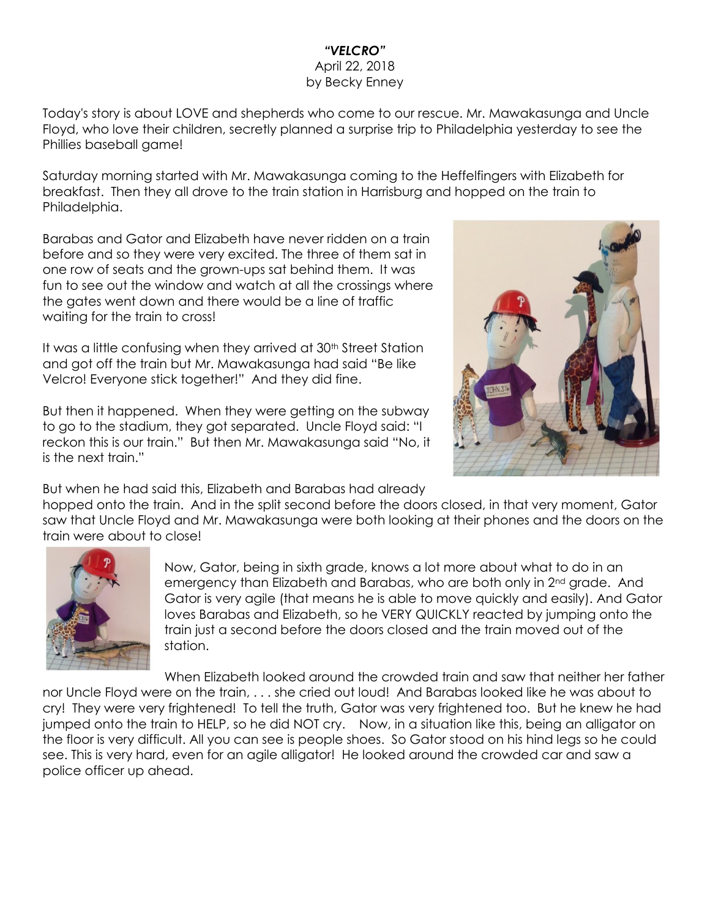***"VELCRO"***

April 22, 2018

by Becky Enney

Today's story is about LOVE and shepherds who come to our rescue. Mr. Mawakasunga and Uncle Floyd, who love their children, secretly planned a surprise trip to Philadelphia yesterday to see the Phillies baseball game!

Saturday morning started with Mr. Mawakasunga coming to the Heffelfingers with Elizabeth for breakfast. Then they all drove to the train station in Harrisburg and hopped on the train to Philadelphia.

Barabas and Gator and Elizabeth have never ridden on a train before and so they were very excited. The three of them sat in one row of seats and the grown-ups sat behind them. It was fun to see out the window and watch at all the crossings where the gates went down and there would be a line of traffic waiting for the train to cross!

It was a little confusing when they arrived at 30th Street Station and got off the train but Mr. Mawakasunga had said "Be like Velcro! Everyone stick together!" And they did fine.

But then it happened. When they were getting on the subway to go to the stadium, they got separated. Uncle Floyd said: "I reckon this is our train." But then Mr. Mawakasunga said "No, it is the next train."

But when he had said this, Elizabeth and Barabas had already hopped onto the train. And in the split second before the doors closed, in that very moment, Gator saw that Uncle Floyd and Mr. Mawakasunga were both looking at their phones and the doors on the train were about to close!

Now, Gator, being in sixth grade, knows a lot more about what to do in an emergency than Elizabeth and Barabas, who are both only in 2nd grade. And Gator is very agile (that means he is able to move quickly and easily). And Gator loves Barabas and Elizabeth, so he VERY QUICKLY reacted by jumping onto the train just a second before the doors closed and the train moved out of the station.

When Elizabeth looked around the crowded train and saw that neither her father nor Uncle Floyd were on the train, . . . she cried out loud! And Barabas looked like he was about to cry! They were very frightened! To tell the truth, Gator was very frightened too. But he knew he had jumped onto the train to HELP, so he did NOT cry. Now, in a situation like this, being an alligator on the floor is very difficult. All you can see is people shoes. So Gator stood on his hind legs so he could see. This is very hard, even for an agile alligator! He looked around the crowded car and saw a police officer up ahead.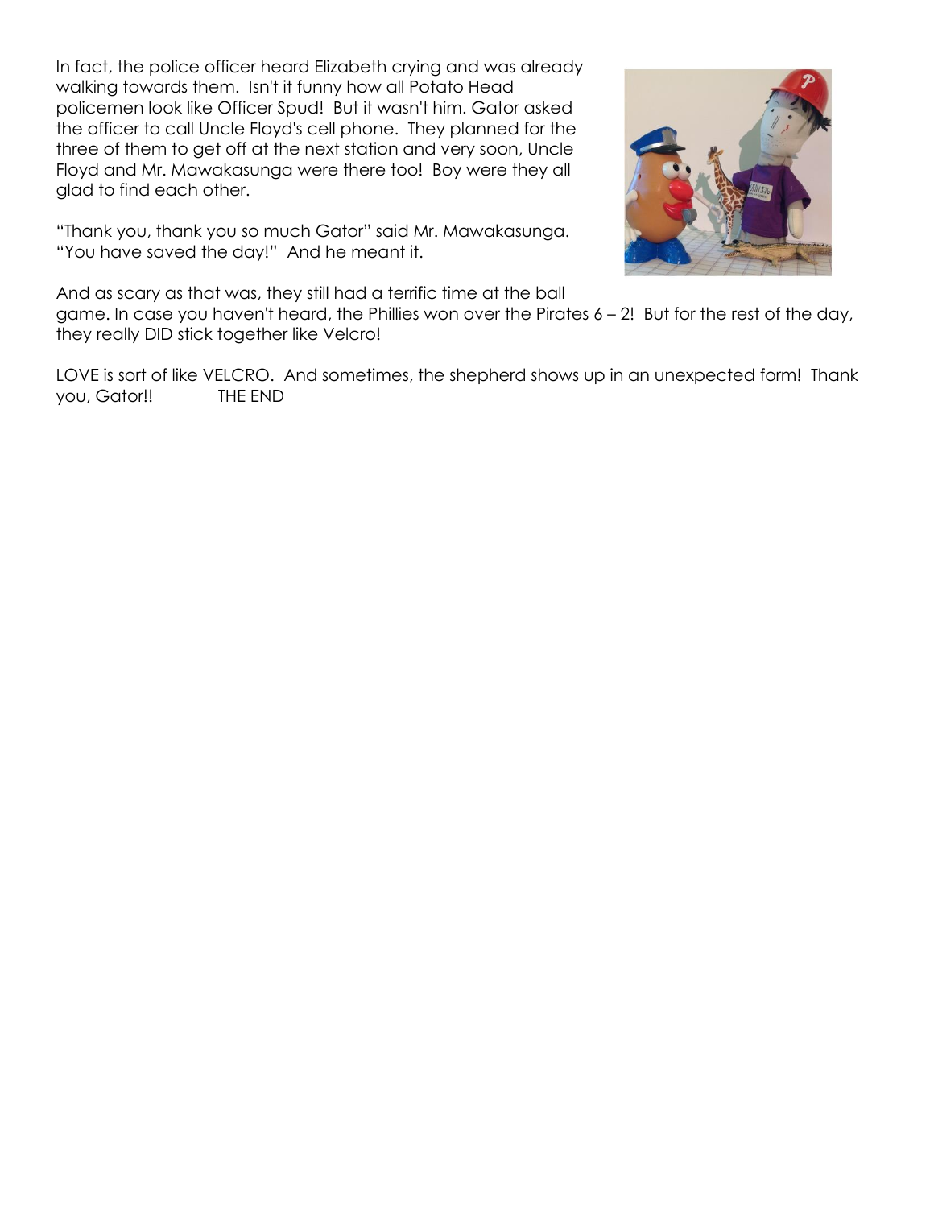In fact, the police officer heard Elizabeth crying and was already walking towards them. Isn't it funny how all Potato Head policemen look like Officer Spud! But it wasn't him. Gator asked the officer to call Uncle Floyd's cell phone. They planned for the three of them to get off at the next station and very soon, Uncle Floyd and Mr. Mawakasunga were there too! Boy were they all glad to find each other.

"Thank you, thank you so much Gator" said Mr. Mawakasunga. "You have saved the day!" And he meant it.

And as scary as that was, they still had a terrific time at the ball game. In case you haven't heard, the Phillies won over the Pirates 6 – 2! But for the rest of the day, they really DID stick together like Velcro!

LOVE is sort of like VELCRO. And sometimes, the shepherd shows up in an unexpected form! Thank you, Gator!! THE END